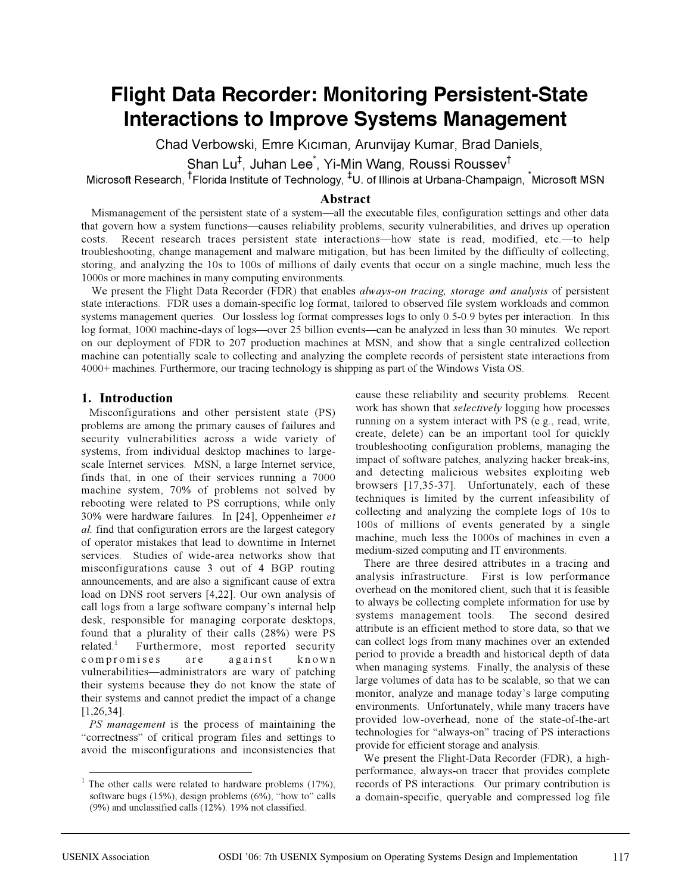# Flight Data Recorder: Monitoring Persistent-State Interactions to Improve Systems Management

Chad Verbowski, Emre Kıcıman, Arunvijay Kumar, Brad Daniels, Shan Lu[‡], Juhan Lee[*], Yi-Min Wang, Roussi Roussev[†]

Microsoft Research, [†]Florida Institute of Technology, [‡]U. of Illinois at Urbana-Champaign, [*]Microsoft MSN

## Abstract

Mismanagement of the persistent state of a system—all the executable files, configuration settings and other data that govern how a system functions—causes reliability problems, security vulnerabilities, and drives up operation costs. Recent research traces persistent state interactions—how state is read, modified, etc.—to help troubleshooting, change management and malware mitigation, but has been limited by the difficulty of collecting, storing, and analyzing the 10s to 100s of millions of daily events that occur on a single machine, much less the 1000s or more machines in many computing environments.

We present the Flight Data Recorder (FDR) that enables *always-on tracing, storage and analysis* of persistent state interactions. FDR uses a domain-specific log format, tailored to observed file system workloads and common systems management queries. Our lossless log format compresses logs to only 0.5-0.9 bytes per interaction. In this log format, 1000 machine-days of logs—over 25 billion events—can be analyzed in less than 30 minutes. We report on our deployment of FDR to 207 production machines at MSN, and show that a single centralized collection machine can potentially scale to collecting and analyzing the complete records of persistent state interactions from 4000+ machines. Furthermore, our tracing technology is shipping as part of the Windows Vista OS.

## 1. Introduction

Misconfigurations and other persistent state (PS) problems are among the primary causes of failures and security vulnerabilities across a wide variety of systems, from individual desktop machines to large-scale Internet services. MSN, a large Internet service, finds that, in one of their services running a 7000 machine system, 70% of problems not solved by rebooting were related to PS corruptions, while only 30% were hardware failures. In [24], Oppenheimer *et al.* find that configuration errors are the largest category of operator mistakes that lead to downtime in Internet services. Studies of wide-area networks show that misconfigurations cause 3 out of 4 BGP routing announcements, and are also a significant cause of extra load on DNS root servers [4,22]. Our own analysis of call logs from a large software company's internal help desk, responsible for managing corporate desktops, found that a plurality of their calls (28%) were PS related.[1] Furthermore, most reported security compromises are against known vulnerabilities—administrators are wary of patching their systems because they do not know the state of their systems and cannot predict the impact of a change [1,26,34].

*PS management* is the process of maintaining the "correctness" of critical program files and settings to avoid the misconfigurations and inconsistencies that cause these reliability and security problems. Recent work has shown that *selectively* logging how processes running on a system interact with PS (e.g., read, write, create, delete) can be an important tool for quickly troubleshooting configuration problems, managing the impact of software patches, analyzing hacker break-ins, and detecting malicious websites exploiting web browsers [17,35-37]. Unfortunately, each of these techniques is limited by the current infeasibility of collecting and analyzing the complete logs of 10s to 100s of millions of events generated by a single machine, much less the 1000s of machines in even a medium-sized computing and IT environments.

There are three desired attributes in a tracing and analysis infrastructure. First is low performance overhead on the monitored client, such that it is feasible to always be collecting complete information for use by systems management tools. The second desired attribute is an efficient method to store data, so that we can collect logs from many machines over an extended period to provide a breadth and historical depth of data when managing systems. Finally, the analysis of these large volumes of data has to be scalable, so that we can monitor, analyze and manage today's large computing environments. Unfortunately, while many tracers have provided low-overhead, none of the state-of-the-art technologies for "always-on" tracing of PS interactions provide for efficient storage and analysis.

We present the Flight-Data Recorder (FDR), a high-performance, always-on tracer that provides complete records of PS interactions. Our primary contribution is a domain-specific, queryable and compressed log file

[1] The other calls were related to hardware problems (17%), software bugs (15%), design problems (6%), "how to" calls (9%) and unclassified calls (12%). 19% not classified.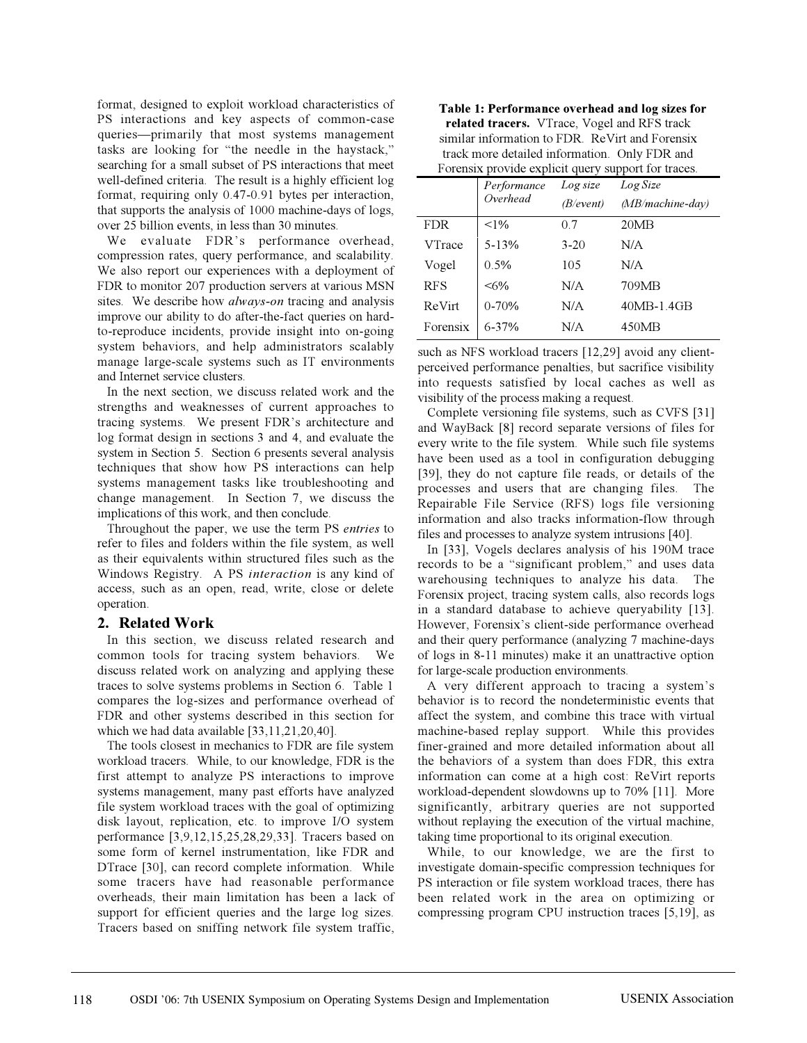format, designed to exploit workload characteristics of PS interactions and key aspects of common-case queries—primarily that most systems management tasks are looking for "the needle in the haystack," searching for a small subset of PS interactions that meet well-defined criteria. The result is a highly efficient log format, requiring only 0.47-0.91 bytes per interaction, that supports the analysis of 1000 machine-days of logs, over 25 billion events, in less than 30 minutes.

We evaluate FDR's performance overhead, compression rates, query performance, and scalability. We also report our experiences with a deployment of FDR to monitor 207 production servers at various MSN sites. We describe how *always-on* tracing and analysis improve our ability to do after-the-fact queries on hard-to-reproduce incidents, provide insight into on-going system behaviors, and help administrators scalably manage large-scale systems such as IT environments and Internet service clusters.

In the next section, we discuss related work and the strengths and weaknesses of current approaches to tracing systems. We present FDR's architecture and log format design in sections 3 and 4, and evaluate the system in Section 5. Section 6 presents several analysis techniques that show how PS interactions can help systems management tasks like troubleshooting and change management. In Section 7, we discuss the implications of this work, and then conclude.

Throughout the paper, we use the term PS *entries* to refer to files and folders within the file system, as well as their equivalents within structured files such as the Windows Registry. A PS *interaction* is any kind of access, such as an open, read, write, close or delete operation.

## 2. Related Work

In this section, we discuss related research and common tools for tracing system behaviors. We discuss related work on analyzing and applying these traces to solve systems problems in Section 6. Table 1 compares the log-sizes and performance overhead of FDR and other systems described in this section for which we had data available [33,11,21,20,40].

**Table 1: Performance overhead and log sizes for related tracers.** VTrace, Vogel and RFS track similar information to FDR. ReVirt and Forensix track more detailed information. Only FDR and Forensix provide explicit query support for traces.

| | *Performance Overhead* | *Log size (B/event)* | *Log Size (MB/machine-day)* |
|---|---|---|---|
| FDR | <1% | 0.7 | 20MB |
| VTrace | 5-13% | 3-20 | N/A |
| Vogel | 0.5% | 105 | N/A |
| RFS | <6% | N/A | 709MB |
| ReVirt | 0-70% | N/A | 40MB-1.4GB |
| Forensix | 6-37% | N/A | 450MB |

The tools closest in mechanics to FDR are file system workload tracers. While, to our knowledge, FDR is the first attempt to analyze PS interactions to improve systems management, many past efforts have analyzed file system workload traces with the goal of optimizing disk layout, replication, etc. to improve I/O system performance [3,9,12,15,25,28,29,33]. Tracers based on some form of kernel instrumentation, like FDR and DTrace [30], can record complete information. While some tracers have had reasonable performance overheads, their main limitation has been a lack of support for efficient queries and the large log sizes. Tracers based on sniffing network file system traffic, such as NFS workload tracers [12,29] avoid any client-perceived performance penalties, but sacrifice visibility into requests satisfied by local caches as well as visibility of the process making a request.

Complete versioning file systems, such as CVFS [31] and WayBack [8] record separate versions of files for every write to the file system. While such file systems have been used as a tool in configuration debugging [39], they do not capture file reads, or details of the processes and users that are changing files. The Repairable File Service (RFS) logs file versioning information and also tracks information-flow through files and processes to analyze system intrusions [40].

In [33], Vogels declares analysis of his 190M trace records to be a "significant problem," and uses data warehousing techniques to analyze his data. The Forensix project, tracing system calls, also records logs in a standard database to achieve queryability [13]. However, Forensix's client-side performance overhead and their query performance (analyzing 7 machine-days of logs in 8-11 minutes) make it an unattractive option for large-scale production environments.

A very different approach to tracing a system's behavior is to record the nondeterministic events that affect the system, and combine this trace with virtual machine-based replay support. While this provides finer-grained and more detailed information about all the behaviors of a system than does FDR, this extra information can come at a high cost: ReVirt reports workload-dependent slowdowns up to 70% [11]. More significantly, arbitrary queries are not supported without replaying the execution of the virtual machine, taking time proportional to its original execution.

While, to our knowledge, we are the first to investigate domain-specific compression techniques for PS interaction or file system workload traces, there has been related work in the area on optimizing or compressing program CPU instruction traces [5,19], as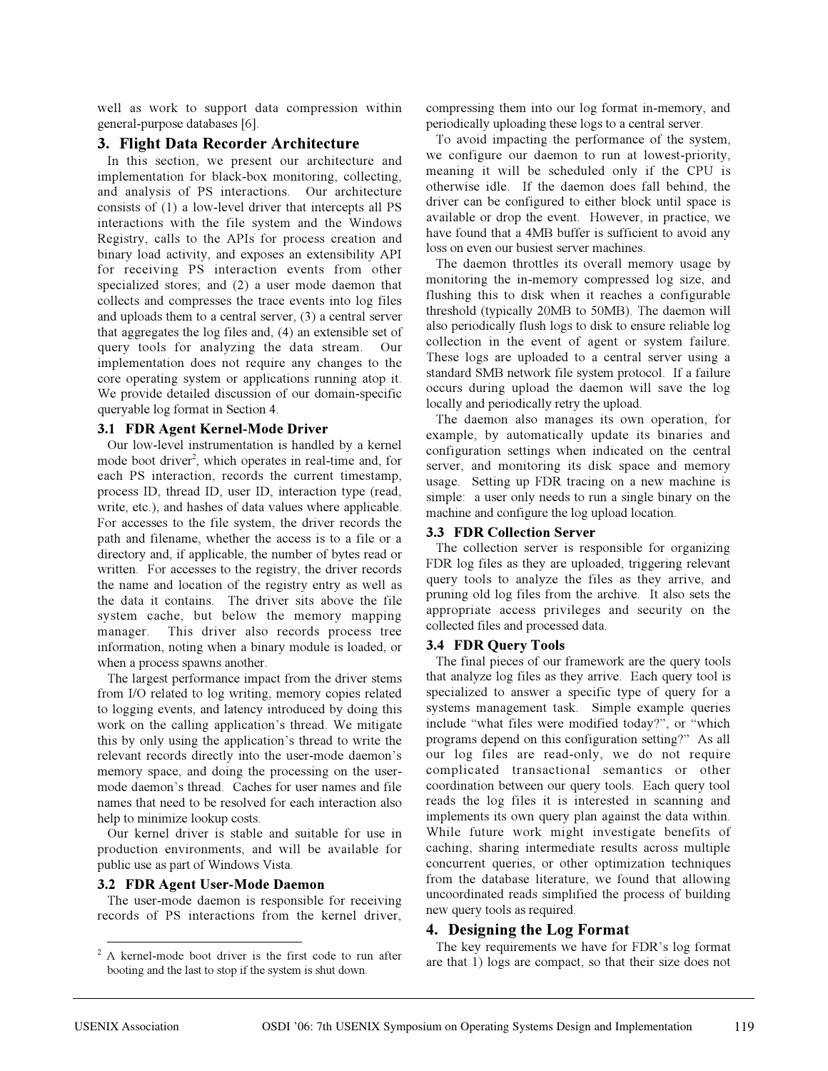well as work to support data compression within general-purpose databases [6].

## 3. Flight Data Recorder Architecture

In this section, we present our architecture and implementation for black-box monitoring, collecting, and analysis of PS interactions. Our architecture consists of (1) a low-level driver that intercepts all PS interactions with the file system and the Windows Registry, calls to the APIs for process creation and binary load activity, and exposes an extensibility API for receiving PS interaction events from other specialized stores; and (2) a user mode daemon that collects and compresses the trace events into log files and uploads them to a central server, (3) a central server that aggregates the log files and, (4) an extensible set of query tools for analyzing the data stream. Our implementation does not require any changes to the core operating system or applications running atop it. We provide detailed discussion of our domain-specific queryable log format in Section 4.

### 3.1 FDR Agent Kernel-Mode Driver

Our low-level instrumentation is handled by a kernel mode boot driver[2], which operates in real-time and, for each PS interaction, records the current timestamp, process ID, thread ID, user ID, interaction type (read, write, etc.), and hashes of data values where applicable. For accesses to the file system, the driver records the path and filename, whether the access is to a file or a directory and, if applicable, the number of bytes read or written. For accesses to the registry, the driver records the name and location of the registry entry as well as the data it contains. The driver sits above the file system cache, but below the memory mapping manager. This driver also records process tree information, noting when a binary module is loaded, or when a process spawns another.

The largest performance impact from the driver stems from I/O related to log writing, memory copies related to logging events, and latency introduced by doing this work on the calling application's thread. We mitigate this by only using the application's thread to write the relevant records directly into the user-mode daemon's memory space, and doing the processing on the user-mode daemon's thread. Caches for user names and file names that need to be resolved for each interaction also help to minimize lookup costs.

Our kernel driver is stable and suitable for use in production environments, and will be available for public use as part of Windows Vista.

### 3.2 FDR Agent User-Mode Daemon

The user-mode daemon is responsible for receiving records of PS interactions from the kernel driver, compressing them into our log format in-memory, and periodically uploading these logs to a central server.

To avoid impacting the performance of the system, we configure our daemon to run at lowest-priority, meaning it will be scheduled only if the CPU is otherwise idle. If the daemon does fall behind, the driver can be configured to either block until space is available or drop the event. However, in practice, we have found that a 4MB buffer is sufficient to avoid any loss on even our busiest server machines.

The daemon throttles its overall memory usage by monitoring the in-memory compressed log size, and flushing this to disk when it reaches a configurable threshold (typically 20MB to 50MB). The daemon will also periodically flush logs to disk to ensure reliable log collection in the event of agent or system failure. These logs are uploaded to a central server using a standard SMB network file system protocol. If a failure occurs during upload the daemon will save the log locally and periodically retry the upload.

The daemon also manages its own operation, for example, by automatically update its binaries and configuration settings when indicated on the central server, and monitoring its disk space and memory usage. Setting up FDR tracing on a new machine is simple: a user only needs to run a single binary on the machine and configure the log upload location.

### 3.3 FDR Collection Server

The collection server is responsible for organizing FDR log files as they are uploaded, triggering relevant query tools to analyze the files as they arrive, and pruning old log files from the archive. It also sets the appropriate access privileges and security on the collected files and processed data.

### 3.4 FDR Query Tools

The final pieces of our framework are the query tools that analyze log files as they arrive. Each query tool is specialized to answer a specific type of query for a systems management task. Simple example queries include "what files were modified today?", or "which programs depend on this configuration setting?" As all our log files are read-only, we do not require complicated transactional semantics or other coordination between our query tools. Each query tool reads the log files it is interested in scanning and implements its own query plan against the data within. While future work might investigate benefits of caching, sharing intermediate results across multiple concurrent queries, or other optimization techniques from the database literature, we found that allowing uncoordinated reads simplified the process of building new query tools as required.

## 4. Designing the Log Format

The key requirements we have for FDR's log format are that 1) logs are compact, so that their size does not

[2] A kernel-mode boot driver is the first code to run after booting and the last to stop if the system is shut down.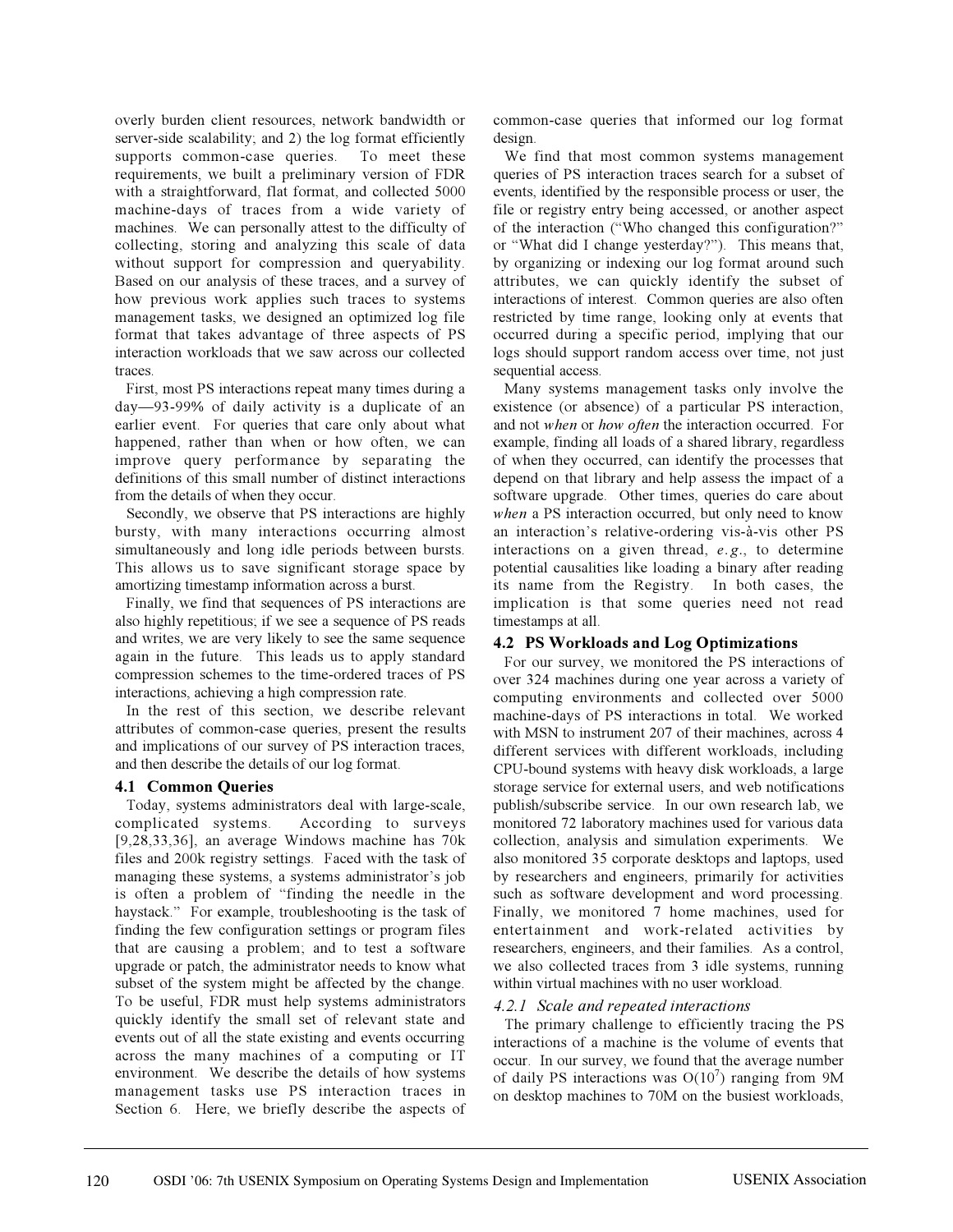overly burden client resources, network bandwidth or server-side scalability; and 2) the log format efficiently supports common-case queries. To meet these requirements, we built a preliminary version of FDR with a straightforward, flat format, and collected 5000 machine-days of traces from a wide variety of machines. We can personally attest to the difficulty of collecting, storing and analyzing this scale of data without support for compression and queryability. Based on our analysis of these traces, and a survey of how previous work applies such traces to systems management tasks, we designed an optimized log file format that takes advantage of three aspects of PS interaction workloads that we saw across our collected traces.

First, most PS interactions repeat many times during a day—93-99% of daily activity is a duplicate of an earlier event. For queries that care only about what happened, rather than when or how often, we can improve query performance by separating the definitions of this small number of distinct interactions from the details of when they occur.

Secondly, we observe that PS interactions are highly bursty, with many interactions occurring almost simultaneously and long idle periods between bursts. This allows us to save significant storage space by amortizing timestamp information across a burst.

Finally, we find that sequences of PS interactions are also highly repetitious; if we see a sequence of PS reads and writes, we are very likely to see the same sequence again in the future. This leads us to apply standard compression schemes to the time-ordered traces of PS interactions, achieving a high compression rate.

In the rest of this section, we describe relevant attributes of common-case queries, present the results and implications of our survey of PS interaction traces, and then describe the details of our log format.

### 4.1 Common Queries

Today, systems administrators deal with large-scale, complicated systems. According to surveys [9,28,33,36], an average Windows machine has 70k files and 200k registry settings. Faced with the task of managing these systems, a systems administrator's job is often a problem of "finding the needle in the haystack." For example, troubleshooting is the task of finding the few configuration settings or program files that are causing a problem; and to test a software upgrade or patch, the administrator needs to know what subset of the system might be affected by the change. To be useful, FDR must help systems administrators quickly identify the small set of relevant state and events out of all the state existing and events occurring across the many machines of a computing or IT environment. We describe the details of how systems management tasks use PS interaction traces in Section 6. Here, we briefly describe the aspects of common-case queries that informed our log format design.

We find that most common systems management queries of PS interaction traces search for a subset of events, identified by the responsible process or user, the file or registry entry being accessed, or another aspect of the interaction ("Who changed this configuration?" or "What did I change yesterday?"). This means that, by organizing or indexing our log format around such attributes, we can quickly identify the subset of interactions of interest. Common queries are also often restricted by time range, looking only at events that occurred during a specific period, implying that our logs should support random access over time, not just sequential access.

Many systems management tasks only involve the existence (or absence) of a particular PS interaction, and not *when* or *how often* the interaction occurred. For example, finding all loads of a shared library, regardless of when they occurred, can identify the processes that depend on that library and help assess the impact of a software upgrade. Other times, queries do care about *when* a PS interaction occurred, but only need to know an interaction's relative-ordering vis-à-vis other PS interactions on a given thread, *e.g.*, to determine potential causalities like loading a binary after reading its name from the Registry. In both cases, the implication is that some queries need not read timestamps at all.

### 4.2 PS Workloads and Log Optimizations

For our survey, we monitored the PS interactions of over 324 machines during one year across a variety of computing environments and collected over 5000 machine-days of PS interactions in total. We worked with MSN to instrument 207 of their machines, across 4 different services with different workloads, including CPU-bound systems with heavy disk workloads, a large storage service for external users, and web notifications publish/subscribe service. In our own research lab, we monitored 72 laboratory machines used for various data collection, analysis and simulation experiments. We also monitored 35 corporate desktops and laptops, used by researchers and engineers, primarily for activities such as software development and word processing. Finally, we monitored 7 home machines, used for entertainment and work-related activities by researchers, engineers, and their families. As a control, we also collected traces from 3 idle systems, running within virtual machines with no user workload.

#### 4.2.1 Scale and repeated interactions

The primary challenge to efficiently tracing the PS interactions of a machine is the volume of events that occur. In our survey, we found that the average number of daily PS interactions was $O(10^7)$ ranging from 9M on desktop machines to 70M on the busiest workloads,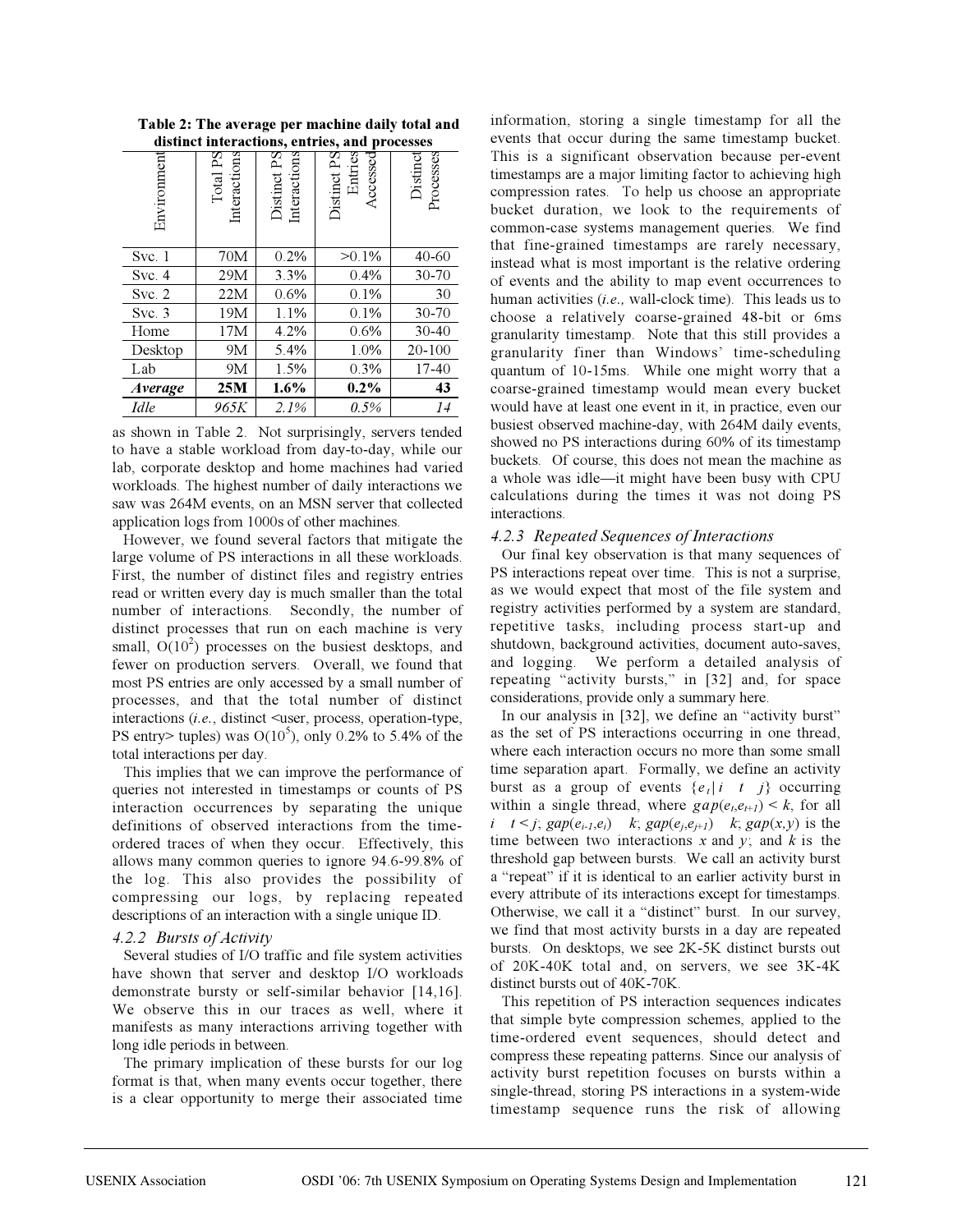**Table 2: The average per machine daily total and distinct interactions, entries, and processes**

| Environment | Total PS Interactions | Distinct PS Interactions | Distinct PS Entries Accessed | Distinct Processes |
|---|---|---|---|---|
| Svc. 1 | 70M | 0.2% | >0.1% | 40-60 |
| Svc. 4 | 29M | 3.3% | 0.4% | 30-70 |
| Svc. 2 | 22M | 0.6% | 0.1% | 30 |
| Svc. 3 | 19M | 1.1% | 0.1% | 30-70 |
| Home | 17M | 4.2% | 0.6% | 30-40 |
| Desktop | 9M | 5.4% | 1.0% | 20-100 |
| Lab | 9M | 1.5% | 0.3% | 17-40 |
| ***Average*** | **25M** | **1.6%** | **0.2%** | **43** |
| *Idle* | *965K* | *2.1%* | *0.5%* | *14* |

as shown in Table 2. Not surprisingly, servers tended to have a stable workload from day-to-day, while our lab, corporate desktop and home machines had varied workloads. The highest number of daily interactions we saw was 264M events, on an MSN server that collected application logs from 1000s of other machines.

However, we found several factors that mitigate the large volume of PS interactions in all these workloads. First, the number of distinct files and registry entries read or written every day is much smaller than the total number of interactions. Secondly, the number of distinct processes that run on each machine is very small, $O(10^2)$ processes on the busiest desktops, and fewer on production servers. Overall, we found that most PS entries are only accessed by a small number of processes, and that the total number of distinct interactions (*i.e.*, distinct <user, process, operation-type, PS entry> tuples) was $O(10^5)$, only 0.2% to 5.4% of the total interactions per day.

This implies that we can improve the performance of queries not interested in timestamps or counts of PS interaction occurrences by separating the unique definitions of observed interactions from the time-ordered traces of when they occur. Effectively, this allows many common queries to ignore 94.6-99.8% of the log. This also provides the possibility of compressing our logs, by replacing repeated descriptions of an interaction with a single unique ID.

### 4.2.2 Bursts of Activity

Several studies of I/O traffic and file system activities have shown that server and desktop I/O workloads demonstrate bursty or self-similar behavior [14,16]. We observe this in our traces as well, where it manifests as many interactions arriving together with long idle periods in between.

The primary implication of these bursts for our log format is that, when many events occur together, there is a clear opportunity to merge their associated time information, storing a single timestamp for all the events that occur during the same timestamp bucket. This is a significant observation because per-event timestamps are a major limiting factor to achieving high compression rates. To help us choose an appropriate bucket duration, we look to the requirements of common-case systems management queries. We find that fine-grained timestamps are rarely necessary, instead what is most important is the relative ordering of events and the ability to map event occurrences to human activities (*i.e.,* wall-clock time). This leads us to choose a relatively coarse-grained 48-bit or 6ms granularity timestamp. Note that this still provides a granularity finer than Windows' time-scheduling quantum of 10-15ms. While one might worry that a coarse-grained timestamp would mean every bucket would have at least one event in it, in practice, even our busiest observed machine-day, with 264M daily events, showed no PS interactions during 60% of its timestamp buckets. Of course, this does not mean the machine as a whole was idle—it might have been busy with CPU calculations during the times it was not doing PS interactions.

### 4.2.3 Repeated Sequences of Interactions

Our final key observation is that many sequences of PS interactions repeat over time. This is not a surprise, as we would expect that most of the file system and registry activities performed by a system are standard, repetitive tasks, including process start-up and shutdown, background activities, document auto-saves, and logging. We perform a detailed analysis of repeating "activity bursts," in [32] and, for space considerations, provide only a summary here.

In our analysis in [32], we define an "activity burst" as the set of PS interactions occurring in one thread, where each interaction occurs no more than some small time separation apart. Formally, we define an activity burst as a group of events $\{e_t | i \le t \le j\}$ occurring within a single thread, where $gap(e_t,e_{t+1}) < k$, for all $i \le t < j$; $gap(e_{i-1},e_i) \ge k$; $gap(e_j,e_{j+1}) \ge k$; $gap(x,y)$ is the time between two interactions $x$ and $y$; and $k$ is the threshold gap between bursts. We call an activity burst a "repeat" if it is identical to an earlier activity burst in every attribute of its interactions except for timestamps. Otherwise, we call it a "distinct" burst. In our survey, we find that most activity bursts in a day are repeated bursts. On desktops, we see 2K-5K distinct bursts out of 20K-40K total and, on servers, we see 3K-4K distinct bursts out of 40K-70K.

This repetition of PS interaction sequences indicates that simple byte compression schemes, applied to the time-ordered event sequences, should detect and compress these repeating patterns. Since our analysis of activity burst repetition focuses on bursts within a single-thread, storing PS interactions in a system-wide timestamp sequence runs the risk of allowing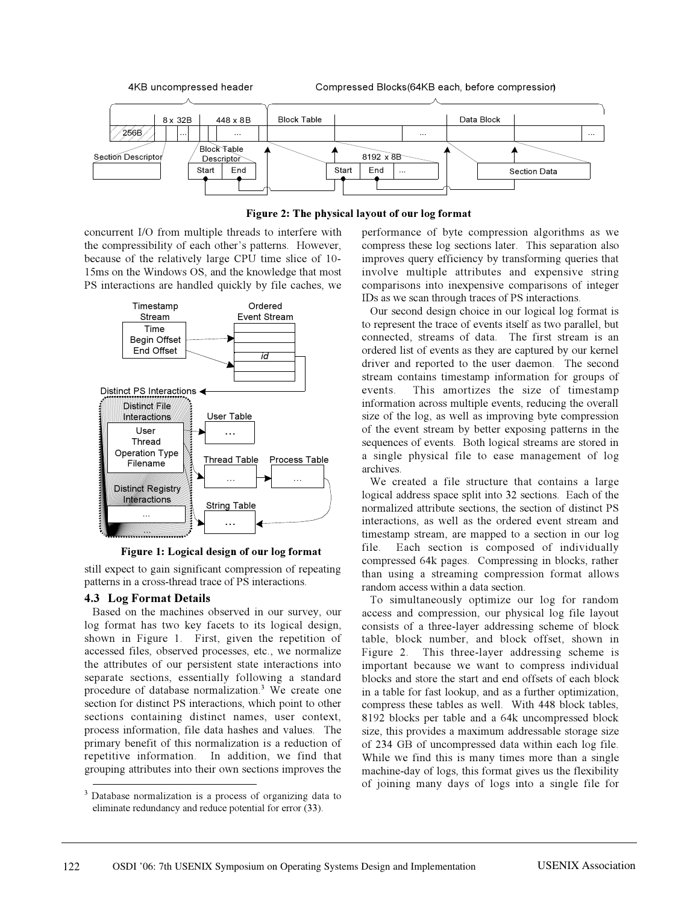Figure 2: The physical layout of our log format

concurrent I/O from multiple threads to interfere with the compressibility of each other's patterns. However, because of the relatively large CPU time slice of 10-15ms on the Windows OS, and the knowledge that most PS interactions are handled quickly by file caches, we still expect to gain significant compression of repeating patterns in a cross-thread trace of PS interactions.

Figure 1: Logical design of our log format

### 4.3 Log Format Details

Based on the machines observed in our survey, our log format has two key facets to its logical design, shown in Figure 1. First, given the repetition of accessed files, observed processes, etc., we normalize the attributes of our persistent state interactions into separate sections, essentially following a standard procedure of database normalization.[3] We create one section for distinct PS interactions, which point to other sections containing distinct names, user context, process information, file data hashes and values. The primary benefit of this normalization is a reduction of repetitive information. In addition, we find that grouping attributes into their own sections improves the performance of byte compression algorithms as we compress these log sections later. This separation also improves query efficiency by transforming queries that involve multiple attributes and expensive string comparisons into inexpensive comparisons of integer IDs as we scan through traces of PS interactions.

Our second design choice in our logical log format is to represent the trace of events itself as two parallel, but connected, streams of data. The first stream is an ordered list of events as they are captured by our kernel driver and reported to the user daemon. The second stream contains timestamp information for groups of events. This amortizes the size of timestamp information across multiple events, reducing the overall size of the log, as well as improving byte compression of the event stream by better exposing patterns in the sequences of events. Both logical streams are stored in a single physical file to ease management of log archives.

We created a file structure that contains a large logical address space split into 32 sections. Each of the normalized attribute sections, the section of distinct PS interactions, as well as the ordered event stream and timestamp stream, are mapped to a section in our log file. Each section is composed of individually compressed 64k pages. Compressing in blocks, rather than using a streaming compression format allows random access within a data section.

To simultaneously optimize our log for random access and compression, our physical log file layout consists of a three-layer addressing scheme of block table, block number, and block offset, shown in Figure 2. This three-layer addressing scheme is important because we want to compress individual blocks and store the start and end offsets of each block in a table for fast lookup, and as a further optimization, compress these tables as well. With 448 block tables, 8192 blocks per table and a 64k uncompressed block size, this provides a maximum addressable storage size of 234 GB of uncompressed data within each log file. While we find this is many times more than a single machine-day of logs, this format gives us the flexibility of joining many days of logs into a single file for

[3] Database normalization is a process of organizing data to eliminate redundancy and reduce potential for error (33).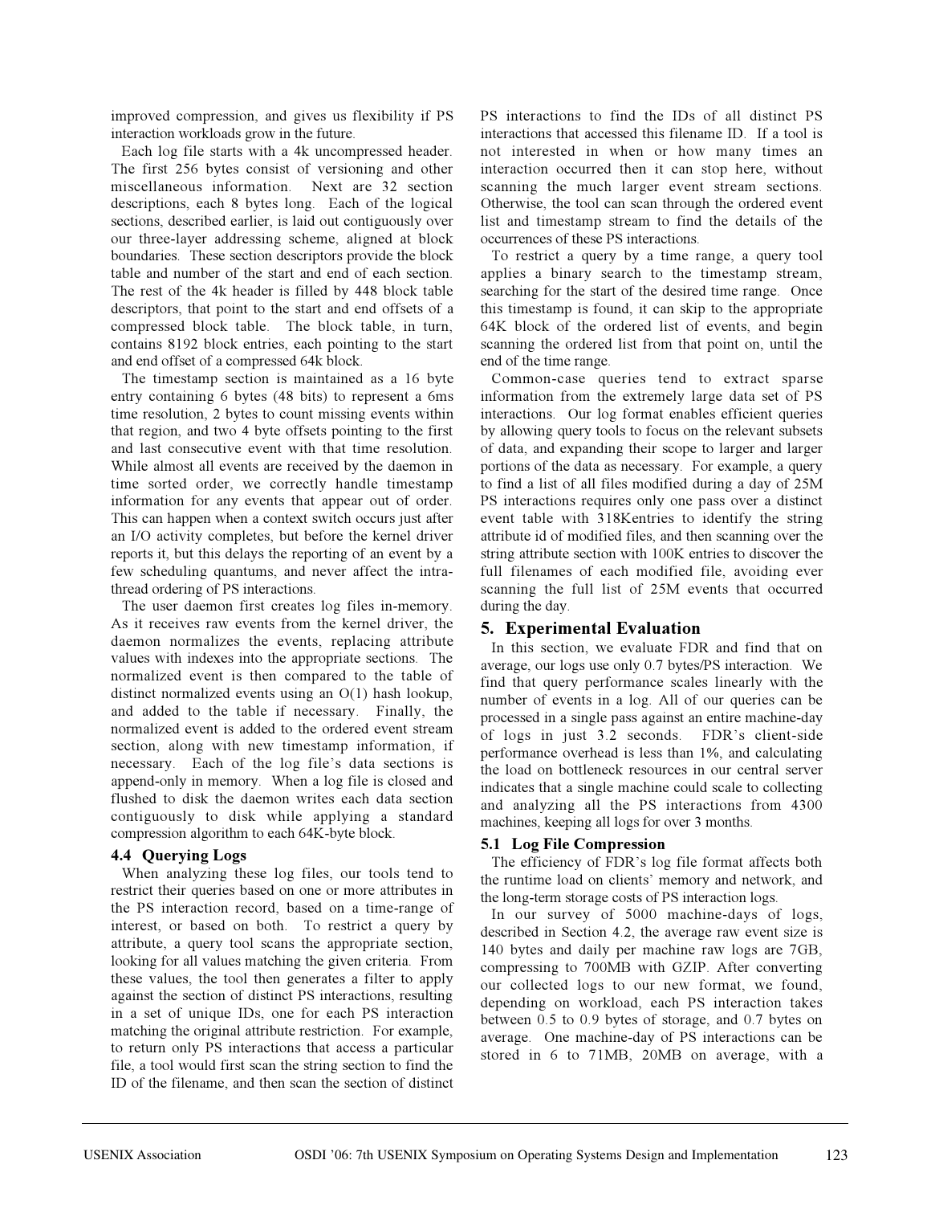improved compression, and gives us flexibility if PS interaction workloads grow in the future.

Each log file starts with a 4k uncompressed header. The first 256 bytes consist of versioning and other miscellaneous information. Next are 32 section descriptions, each 8 bytes long. Each of the logical sections, described earlier, is laid out contiguously over our three-layer addressing scheme, aligned at block boundaries. These section descriptors provide the block table and number of the start and end of each section. The rest of the 4k header is filled by 448 block table descriptors, that point to the start and end offsets of a compressed block table. The block table, in turn, contains 8192 block entries, each pointing to the start and end offset of a compressed 64k block.

The timestamp section is maintained as a 16 byte entry containing 6 bytes (48 bits) to represent a 6ms time resolution, 2 bytes to count missing events within that region, and two 4 byte offsets pointing to the first and last consecutive event with that time resolution. While almost all events are received by the daemon in time sorted order, we correctly handle timestamp information for any events that appear out of order. This can happen when a context switch occurs just after an I/O activity completes, but before the kernel driver reports it, but this delays the reporting of an event by a few scheduling quantums, and never affect the intra-thread ordering of PS interactions.

The user daemon first creates log files in-memory. As it receives raw events from the kernel driver, the daemon normalizes the events, replacing attribute values with indexes into the appropriate sections. The normalized event is then compared to the table of distinct normalized events using an O(1) hash lookup, and added to the table if necessary. Finally, the normalized event is added to the ordered event stream section, along with new timestamp information, if necessary. Each of the log file's data sections is append-only in memory. When a log file is closed and flushed to disk the daemon writes each data section contiguously to disk while applying a standard compression algorithm to each 64K-byte block.

### 4.4 Querying Logs

When analyzing these log files, our tools tend to restrict their queries based on one or more attributes in the PS interaction record, based on a time-range of interest, or based on both. To restrict a query by attribute, a query tool scans the appropriate section, looking for all values matching the given criteria. From these values, the tool then generates a filter to apply against the section of distinct PS interactions, resulting in a set of unique IDs, one for each PS interaction matching the original attribute restriction. For example, to return only PS interactions that access a particular file, a tool would first scan the string section to find the ID of the filename, and then scan the section of distinct PS interactions to find the IDs of all distinct PS interactions that accessed this filename ID. If a tool is not interested in when or how many times an interaction occurred then it can stop here, without scanning the much larger event stream sections. Otherwise, the tool can scan through the ordered event list and timestamp stream to find the details of the occurrences of these PS interactions.

To restrict a query by a time range, a query tool applies a binary search to the timestamp stream, searching for the start of the desired time range. Once this timestamp is found, it can skip to the appropriate 64K block of the ordered list of events, and begin scanning the ordered list from that point on, until the end of the time range.

Common-case queries tend to extract sparse information from the extremely large data set of PS interactions. Our log format enables efficient queries by allowing query tools to focus on the relevant subsets of data, and expanding their scope to larger and larger portions of the data as necessary. For example, a query to find a list of all files modified during a day of 25M PS interactions requires only one pass over a distinct event table with 318Kentries to identify the string attribute id of modified files, and then scanning over the string attribute section with 100K entries to discover the full filenames of each modified file, avoiding ever scanning the full list of 25M events that occurred during the day.

## 5. Experimental Evaluation

In this section, we evaluate FDR and find that on average, our logs use only 0.7 bytes/PS interaction. We find that query performance scales linearly with the number of events in a log. All of our queries can be processed in a single pass against an entire machine-day of logs in just 3.2 seconds. FDR's client-side performance overhead is less than 1%, and calculating the load on bottleneck resources in our central server indicates that a single machine could scale to collecting and analyzing all the PS interactions from 4300 machines, keeping all logs for over 3 months.

### 5.1 Log File Compression

The efficiency of FDR's log file format affects both the runtime load on clients' memory and network, and the long-term storage costs of PS interaction logs.

In our survey of 5000 machine-days of logs, described in Section 4.2, the average raw event size is 140 bytes and daily per machine raw logs are 7GB, compressing to 700MB with GZIP. After converting our collected logs to our new format, we found, depending on workload, each PS interaction takes between 0.5 to 0.9 bytes of storage, and 0.7 bytes on average. One machine-day of PS interactions can be stored in 6 to 71MB, 20MB on average, with a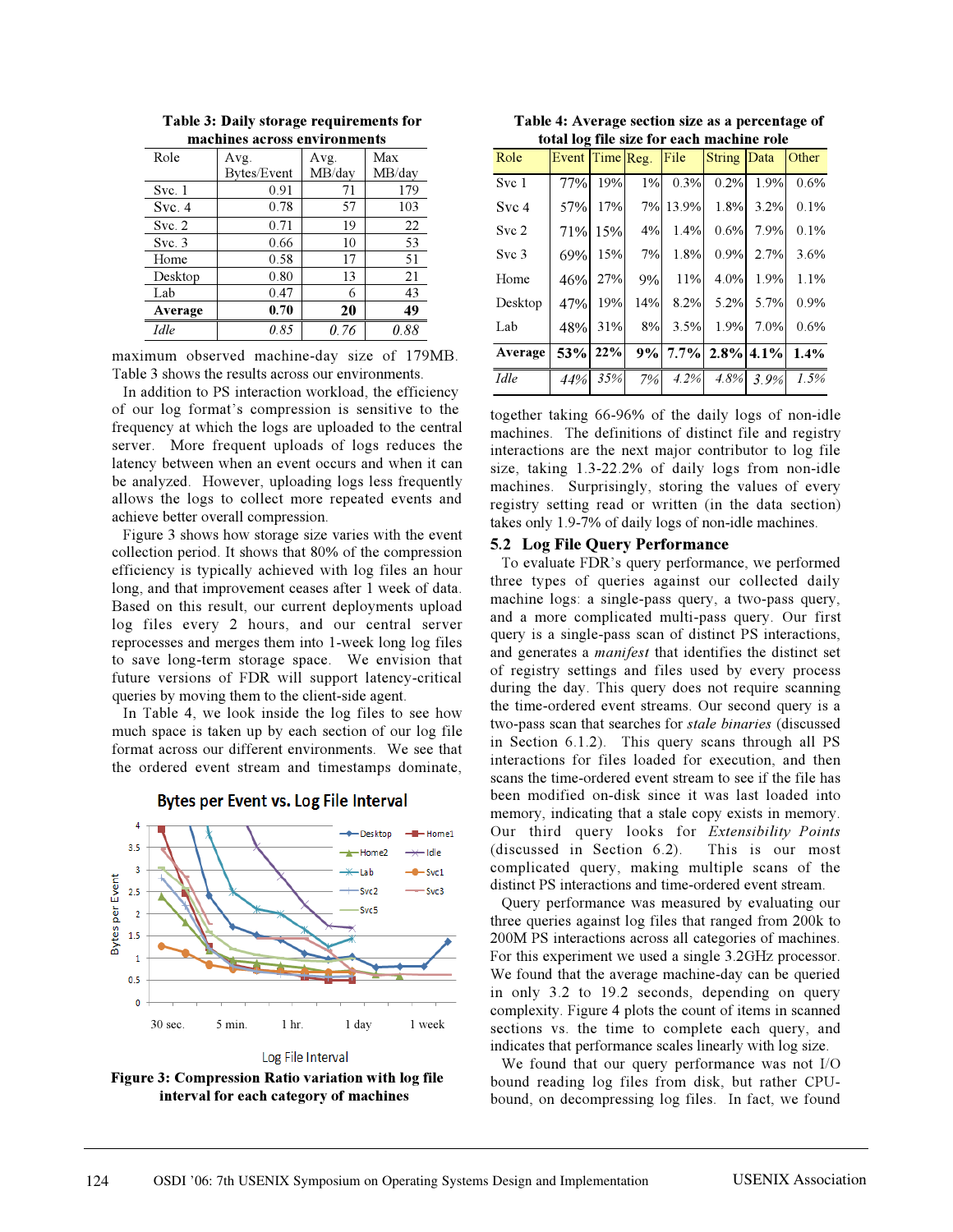**Table 3: Daily storage requirements for machines across environments**

| Role | Avg. Bytes/Event | Avg. MB/day | Max MB/day |
|---|---|---|---|
| Svc. 1 | 0.91 | 71 | 179 |
| Svc. 4 | 0.78 | 57 | 103 |
| Svc. 2 | 0.71 | 19 | 22 |
| Svc. 3 | 0.66 | 10 | 53 |
| Home | 0.58 | 17 | 51 |
| Desktop | 0.80 | 13 | 21 |
| Lab | 0.47 | 6 | 43 |
| **Average** | **0.70** | **20** | **49** |
| *Idle* | *0.85* | *0.76* | *0.88* |

maximum observed machine-day size of 179MB. Table 3 shows the results across our environments.

In addition to PS interaction workload, the efficiency of our log format's compression is sensitive to the frequency at which the logs are uploaded to the central server. More frequent uploads of logs reduces the latency between when an event occurs and when it can be analyzed. However, uploading logs less frequently allows the logs to collect more repeated events and achieve better overall compression.

Figure 3 shows how storage size varies with the event collection period. It shows that 80% of the compression efficiency is typically achieved with log files an hour long, and that improvement ceases after 1 week of data. Based on this result, our current deployments upload log files every 2 hours, and our central server reprocesses and merges them into 1-week long log files to save long-term storage space. We envision that future versions of FDR will support latency-critical queries by moving them to the client-side agent.

In Table 4, we look inside the log files to see how much space is taken up by each section of our log file format across our different environments. We see that the ordered event stream and timestamps dominate, together taking 66-96% of the daily logs of non-idle machines. The definitions of distinct file and registry interactions are the next major contributor to log file size, taking 1.3-22.2% of daily logs from non-idle machines. Surprisingly, storing the values of every registry setting read or written (in the data section) takes only 1.9-7% of daily logs of non-idle machines.

**Figure 3: Compression Ratio variation with log file interval for each category of machines**

**Table 4: Average section size as a percentage of total log file size for each machine role**

| Role | Event | Time | Reg. | File | String | Data | Other |
|---|---|---|---|---|---|---|---|
| Svc 1 | 77% | 19% | 1% | 0.3% | 0.2% | 1.9% | 0.6% |
| Svc 4 | 57% | 17% | 7% | 13.9% | 1.8% | 3.2% | 0.1% |
| Svc 2 | 71% | 15% | 4% | 1.4% | 0.6% | 7.9% | 0.1% |
| Svc 3 | 69% | 15% | 7% | 1.8% | 0.9% | 2.7% | 3.6% |
| Home | 46% | 27% | 9% | 11% | 4.0% | 1.9% | 1.1% |
| Desktop | 47% | 19% | 14% | 8.2% | 5.2% | 5.7% | 0.9% |
| Lab | 48% | 31% | 8% | 3.5% | 1.9% | 7.0% | 0.6% |
| **Average** | **53%** | **22%** | **9%** | **7.7%** | **2.8%** | **4.1%** | **1.4%** |
| *Idle* | *44%* | *35%* | *7%* | *4.2%* | *4.8%* | *3.9%* | *1.5%* |

## 5.2 Log File Query Performance

To evaluate FDR's query performance, we performed three types of queries against our collected daily machine logs: a single-pass query, a two-pass query, and a more complicated multi-pass query. Our first query is a single-pass scan of distinct PS interactions, and generates a *manifest* that identifies the distinct set of registry settings and files used by every process during the day. This query does not require scanning the time-ordered event streams. Our second query is a two-pass scan that searches for *stale binaries* (discussed in Section 6.1.2). This query scans through all PS interactions for files loaded for execution, and then scans the time-ordered event stream to see if the file has been modified on-disk since it was last loaded into memory, indicating that a stale copy exists in memory. Our third query looks for *Extensibility Points* (discussed in Section 6.2). This is our most complicated query, making multiple scans of the distinct PS interactions and time-ordered event stream.

Query performance was measured by evaluating our three queries against log files that ranged from 200k to 200M PS interactions across all categories of machines. For this experiment we used a single 3.2GHz processor. We found that the average machine-day can be queried in only 3.2 to 19.2 seconds, depending on query complexity. Figure 4 plots the count of items in scanned sections vs. the time to complete each query, and indicates that performance scales linearly with log size.

We found that our query performance was not I/O bound reading log files from disk, but rather CPU-bound, on decompressing log files. In fact, we found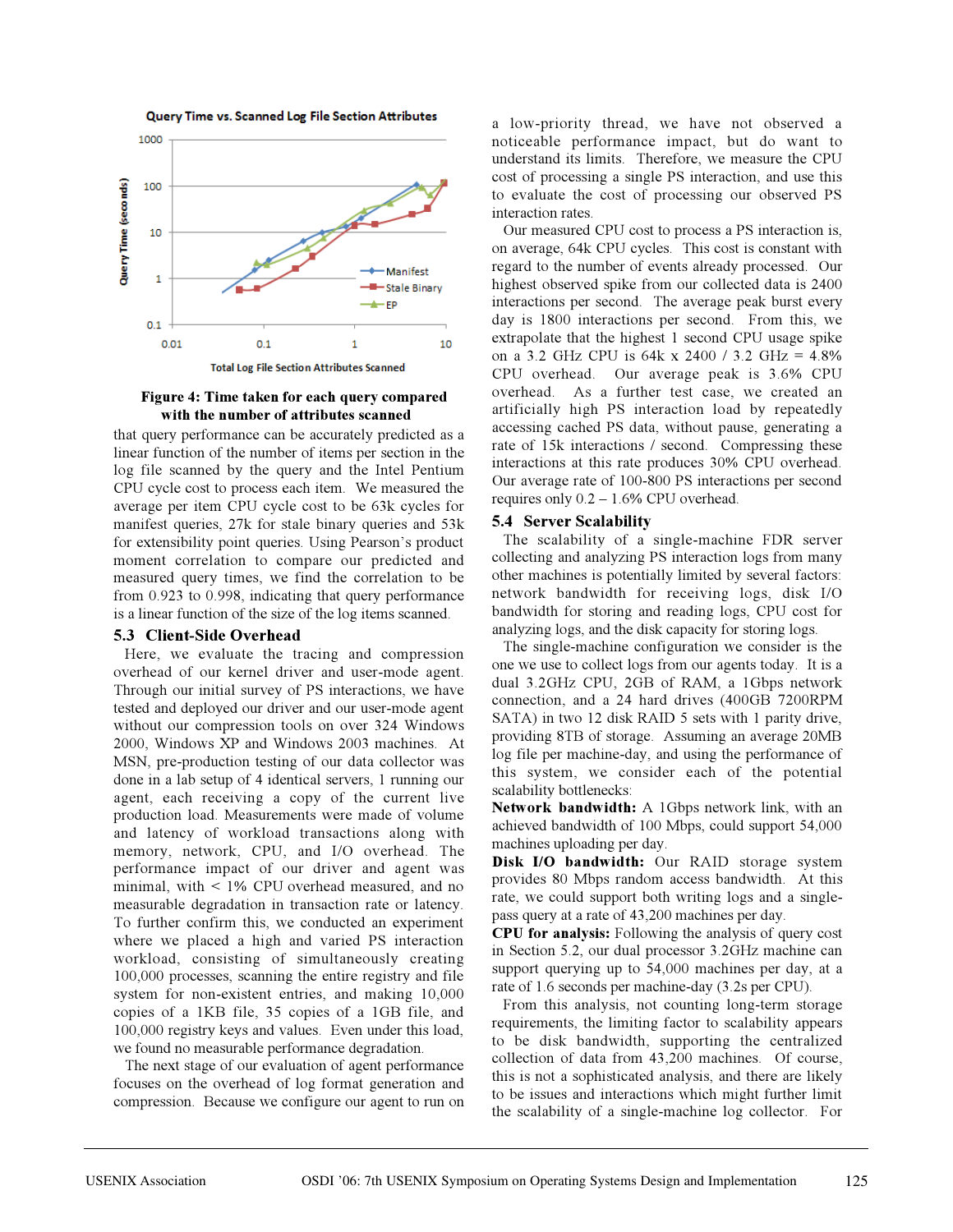**Figure 4: Time taken for each query compared with the number of attributes scanned**

that query performance can be accurately predicted as a linear function of the number of items per section in the log file scanned by the query and the Intel Pentium CPU cycle cost to process each item. We measured the average per item CPU cycle cost to be 63k cycles for manifest queries, 27k for stale binary queries and 53k for extensibility point queries. Using Pearson's product moment correlation to compare our predicted and measured query times, we find the correlation to be from 0.923 to 0.998, indicating that query performance is a linear function of the size of the log items scanned.

### 5.3 Client-Side Overhead

Here, we evaluate the tracing and compression overhead of our kernel driver and user-mode agent. Through our initial survey of PS interactions, we have tested and deployed our driver and our user-mode agent without our compression tools on over 324 Windows 2000, Windows XP and Windows 2003 machines. At MSN, pre-production testing of our data collector was done in a lab setup of 4 identical servers, 1 running our agent, each receiving a copy of the current live production load. Measurements were made of volume and latency of workload transactions along with memory, network, CPU, and I/O overhead. The performance impact of our driver and agent was minimal, with < 1% CPU overhead measured, and no measurable degradation in transaction rate or latency. To further confirm this, we conducted an experiment where we placed a high and varied PS interaction workload, consisting of simultaneously creating 100,000 processes, scanning the entire registry and file system for non-existent entries, and making 10,000 copies of a 1KB file, 35 copies of a 1GB file, and 100,000 registry keys and values. Even under this load, we found no measurable performance degradation.

The next stage of our evaluation of agent performance focuses on the overhead of log format generation and compression. Because we configure our agent to run on a low-priority thread, we have not observed a noticeable performance impact, but do want to understand its limits. Therefore, we measure the CPU cost of processing a single PS interaction, and use this to evaluate the cost of processing our observed PS interaction rates.

Our measured CPU cost to process a PS interaction is, on average, 64k CPU cycles. This cost is constant with regard to the number of events already processed. Our highest observed spike from our collected data is 2400 interactions per second. The average peak burst every day is 1800 interactions per second. From this, we extrapolate that the highest 1 second CPU usage spike on a 3.2 GHz CPU is 64k x 2400 / 3.2 GHz = 4.8% CPU overhead. Our average peak is 3.6% CPU overhead. As a further test case, we created an artificially high PS interaction load by repeatedly accessing cached PS data, without pause, generating a rate of 15k interactions / second. Compressing these interactions at this rate produces 30% CPU overhead. Our average rate of 100-800 PS interactions per second requires only 0.2 – 1.6% CPU overhead.

### 5.4 Server Scalability

The scalability of a single-machine FDR server collecting and analyzing PS interaction logs from many other machines is potentially limited by several factors: network bandwidth for receiving logs, disk I/O bandwidth for storing and reading logs, CPU cost for analyzing logs, and the disk capacity for storing logs.

The single-machine configuration we consider is the one we use to collect logs from our agents today. It is a dual 3.2GHz CPU, 2GB of RAM, a 1Gbps network connection, and a 24 hard drives (400GB 7200RPM SATA) in two 12 disk RAID 5 sets with 1 parity drive, providing 8TB of storage. Assuming an average 20MB log file per machine-day, and using the performance of this system, we consider each of the potential scalability bottlenecks:

**Network bandwidth:** A 1Gbps network link, with an achieved bandwidth of 100 Mbps, could support 54,000 machines uploading per day.

**Disk I/O bandwidth:** Our RAID storage system provides 80 Mbps random access bandwidth. At this rate, we could support both writing logs and a single-pass query at a rate of 43,200 machines per day.

**CPU for analysis:** Following the analysis of query cost in Section 5.2, our dual processor 3.2GHz machine can support querying up to 54,000 machines per day, at a rate of 1.6 seconds per machine-day (3.2s per CPU).

From this analysis, not counting long-term storage requirements, the limiting factor to scalability appears to be disk bandwidth, supporting the centralized collection of data from 43,200 machines. Of course, this is not a sophisticated analysis, and there are likely to be issues and interactions which might further limit the scalability of a single-machine log collector. For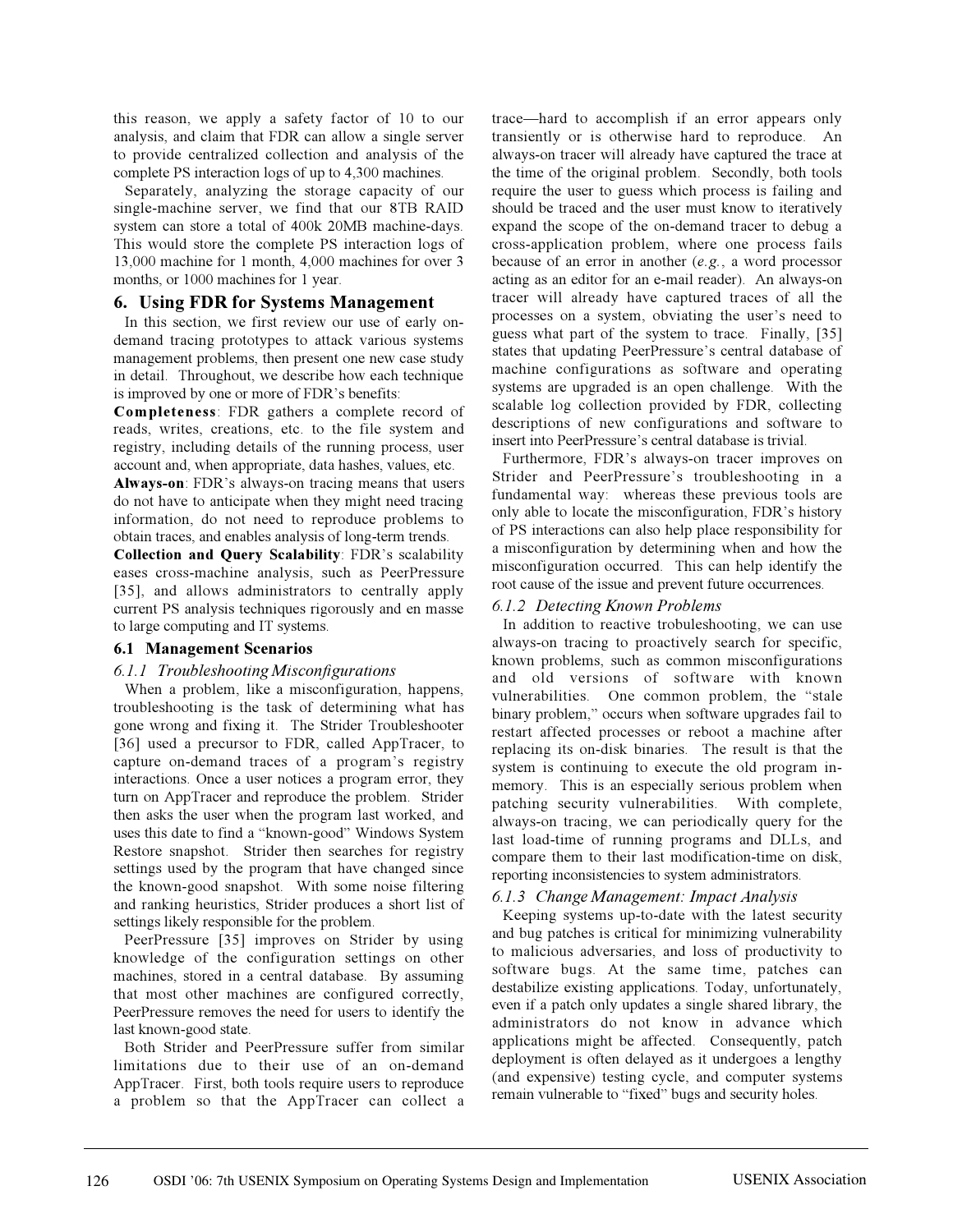this reason, we apply a safety factor of 10 to our analysis, and claim that FDR can allow a single server to provide centralized collection and analysis of the complete PS interaction logs of up to 4,300 machines.

Separately, analyzing the storage capacity of our single-machine server, we find that our 8TB RAID system can store a total of 400k 20MB machine-days. This would store the complete PS interaction logs of 13,000 machine for 1 month, 4,000 machines for over 3 months, or 1000 machines for 1 year.

## 6. Using FDR for Systems Management

In this section, we first review our use of early on-demand tracing prototypes to attack various systems management problems, then present one new case study in detail. Throughout, we describe how each technique is improved by one or more of FDR's benefits:

**Completeness**: FDR gathers a complete record of reads, writes, creations, etc. to the file system and registry, including details of the running process, user account and, when appropriate, data hashes, values, etc.

**Always-on**: FDR's always-on tracing means that users do not have to anticipate when they might need tracing information, do not need to reproduce problems to obtain traces, and enables analysis of long-term trends.

**Collection and Query Scalability**: FDR's scalability eases cross-machine analysis, such as PeerPressure [35], and allows administrators to centrally apply current PS analysis techniques rigorously and en masse to large computing and IT systems.

### 6.1 Management Scenarios

#### *6.1.1 Troubleshooting Misconfigurations*

When a problem, like a misconfiguration, happens, troubleshooting is the task of determining what has gone wrong and fixing it. The Strider Troubleshooter [36] used a precursor to FDR, called AppTracer, to capture on-demand traces of a program's registry interactions. Once a user notices a program error, they turn on AppTracer and reproduce the problem. Strider then asks the user when the program last worked, and uses this date to find a "known-good" Windows System Restore snapshot. Strider then searches for registry settings used by the program that have changed since the known-good snapshot. With some noise filtering and ranking heuristics, Strider produces a short list of settings likely responsible for the problem.

PeerPressure [35] improves on Strider by using knowledge of the configuration settings on other machines, stored in a central database. By assuming that most other machines are configured correctly, PeerPressure removes the need for users to identify the last known-good state.

Both Strider and PeerPressure suffer from similar limitations due to their use of an on-demand AppTracer. First, both tools require users to reproduce a problem so that the AppTracer can collect a trace—hard to accomplish if an error appears only transiently or is otherwise hard to reproduce. An always-on tracer will already have captured the trace at the time of the original problem. Secondly, both tools require the user to guess which process is failing and should be traced and the user must know to iteratively expand the scope of the on-demand tracer to debug a cross-application problem, where one process fails because of an error in another (*e.g.*, a word processor acting as an editor for an e-mail reader). An always-on tracer will already have captured traces of all the processes on a system, obviating the user's need to guess what part of the system to trace. Finally, [35] states that updating PeerPressure's central database of machine configurations as software and operating systems are upgraded is an open challenge. With the scalable log collection provided by FDR, collecting descriptions of new configurations and software to insert into PeerPressure's central database is trivial.

Furthermore, FDR's always-on tracer improves on Strider and PeerPressure's troubleshooting in a fundamental way: whereas these previous tools are only able to locate the misconfiguration, FDR's history of PS interactions can also help place responsibility for a misconfiguration by determining when and how the misconfiguration occurred. This can help identify the root cause of the issue and prevent future occurrences.

#### *6.1.2 Detecting Known Problems*

In addition to reactive trobuleshooting, we can use always-on tracing to proactively search for specific, known problems, such as common misconfigurations and old versions of software with known vulnerabilities. One common problem, the "stale binary problem," occurs when software upgrades fail to restart affected processes or reboot a machine after replacing its on-disk binaries. The result is that the system is continuing to execute the old program in-memory. This is an especially serious problem when patching security vulnerabilities. With complete, always-on tracing, we can periodically query for the last load-time of running programs and DLLs, and compare them to their last modification-time on disk, reporting inconsistencies to system administrators.

#### *6.1.3 Change Management: Impact Analysis*

Keeping systems up-to-date with the latest security and bug patches is critical for minimizing vulnerability to malicious adversaries, and loss of productivity to software bugs. At the same time, patches can destabilize existing applications. Today, unfortunately, even if a patch only updates a single shared library, the administrators do not know in advance which applications might be affected. Consequently, patch deployment is often delayed as it undergoes a lengthy (and expensive) testing cycle, and computer systems remain vulnerable to "fixed" bugs and security holes.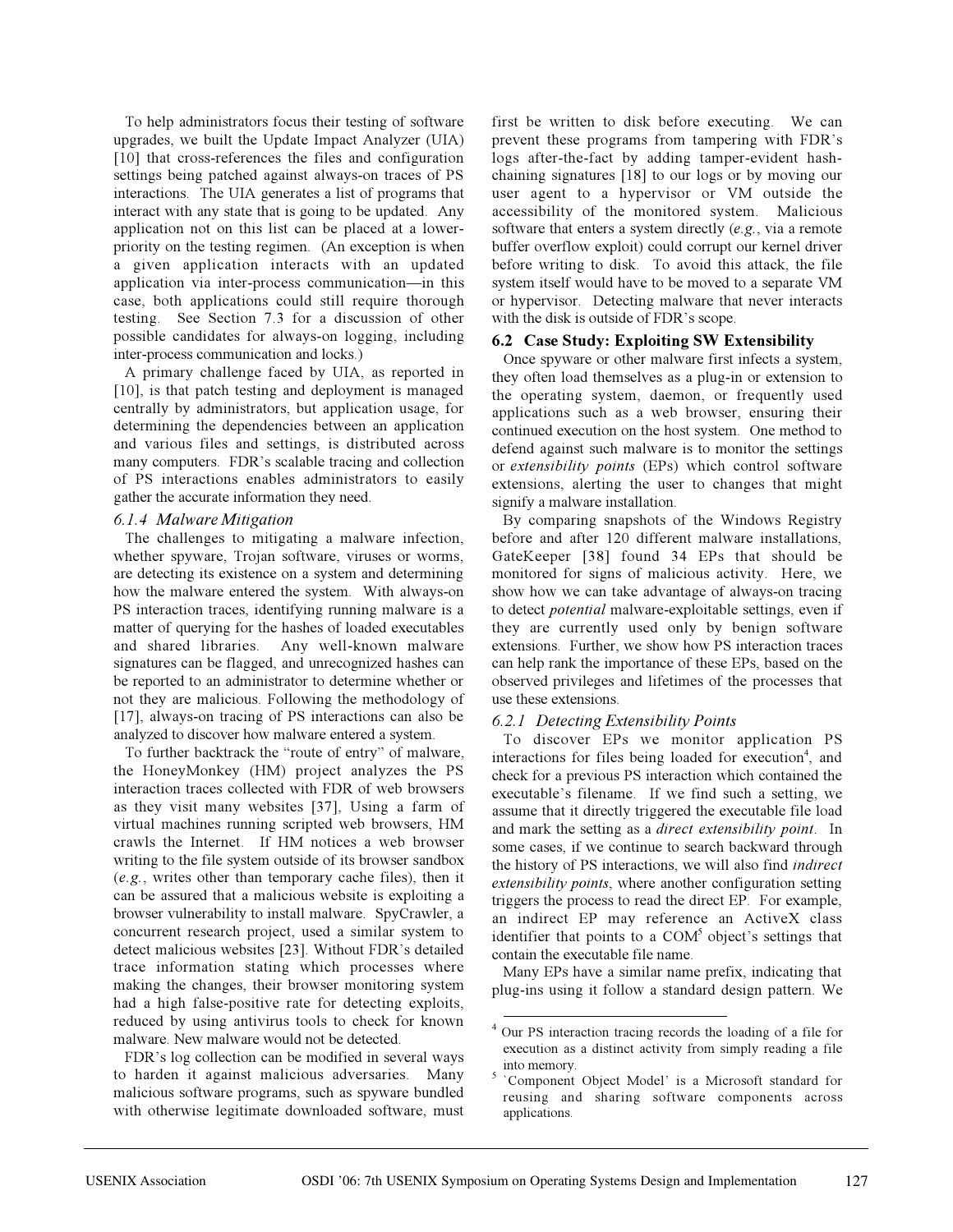To help administrators focus their testing of software upgrades, we built the Update Impact Analyzer (UIA) [10] that cross-references the files and configuration settings being patched against always-on traces of PS interactions. The UIA generates a list of programs that interact with any state that is going to be updated. Any application not on this list can be placed at a lower-priority on the testing regimen. (An exception is when a given application interacts with an updated application via inter-process communication—in this case, both applications could still require thorough testing. See Section 7.3 for a discussion of other possible candidates for always-on logging, including inter-process communication and locks.)

A primary challenge faced by UIA, as reported in [10], is that patch testing and deployment is managed centrally by administrators, but application usage, for determining the dependencies between an application and various files and settings, is distributed across many computers. FDR's scalable tracing and collection of PS interactions enables administrators to easily gather the accurate information they need.

#### 6.1.4 Malware Mitigation

The challenges to mitigating a malware infection, whether spyware, Trojan software, viruses or worms, are detecting its existence on a system and determining how the malware entered the system. With always-on PS interaction traces, identifying running malware is a matter of querying for the hashes of loaded executables and shared libraries. Any well-known malware signatures can be flagged, and unrecognized hashes can be reported to an administrator to determine whether or not they are malicious. Following the methodology of [17], always-on tracing of PS interactions can also be analyzed to discover how malware entered a system.

To further backtrack the "route of entry" of malware, the HoneyMonkey (HM) project analyzes the PS interaction traces collected with FDR of web browsers as they visit many websites [37], Using a farm of virtual machines running scripted web browsers, HM crawls the Internet. If HM notices a web browser writing to the file system outside of its browser sandbox (*e.g.*, writes other than temporary cache files), then it can be assured that a malicious website is exploiting a browser vulnerability to install malware. SpyCrawler, a concurrent research project, used a similar system to detect malicious websites [23]. Without FDR's detailed trace information stating which processes where making the changes, their browser monitoring system had a high false-positive rate for detecting exploits, reduced by using antivirus tools to check for known malware. New malware would not be detected.

FDR's log collection can be modified in several ways to harden it against malicious adversaries. Many malicious software programs, such as spyware bundled with otherwise legitimate downloaded software, must first be written to disk before executing. We can prevent these programs from tampering with FDR's logs after-the-fact by adding tamper-evident hash-chaining signatures [18] to our logs or by moving our user agent to a hypervisor or VM outside the accessibility of the monitored system. Malicious software that enters a system directly (*e.g.*, via a remote buffer overflow exploit) could corrupt our kernel driver before writing to disk. To avoid this attack, the file system itself would have to be moved to a separate VM or hypervisor. Detecting malware that never interacts with the disk is outside of FDR's scope.

### 6.2 Case Study: Exploiting SW Extensibility

Once spyware or other malware first infects a system, they often load themselves as a plug-in or extension to the operating system, daemon, or frequently used applications such as a web browser, ensuring their continued execution on the host system. One method to defend against such malware is to monitor the settings or *extensibility points* (EPs) which control software extensions, alerting the user to changes that might signify a malware installation.

By comparing snapshots of the Windows Registry before and after 120 different malware installations, GateKeeper [38] found 34 EPs that should be monitored for signs of malicious activity. Here, we show how we can take advantage of always-on tracing to detect *potential* malware-exploitable settings, even if they are currently used only by benign software extensions. Further, we show how PS interaction traces can help rank the importance of these EPs, based on the observed privileges and lifetimes of the processes that use these extensions.

#### 6.2.1 Detecting Extensibility Points

To discover EPs we monitor application PS interactions for files being loaded for execution[4], and check for a previous PS interaction which contained the executable's filename. If we find such a setting, we assume that it directly triggered the executable file load and mark the setting as a *direct extensibility point*. In some cases, if we continue to search backward through the history of PS interactions, we will also find *indirect extensibility points*, where another configuration setting triggers the process to read the direct EP. For example, an indirect EP may reference an ActiveX class identifier that points to a COM[5] object's settings that contain the executable file name.

Many EPs have a similar name prefix, indicating that plug-ins using it follow a standard design pattern. We

[4] Our PS interaction tracing records the loading of a file for execution as a distinct activity from simply reading a file into memory.

[5] `Component Object Model' is a Microsoft standard for reusing and sharing software components across applications.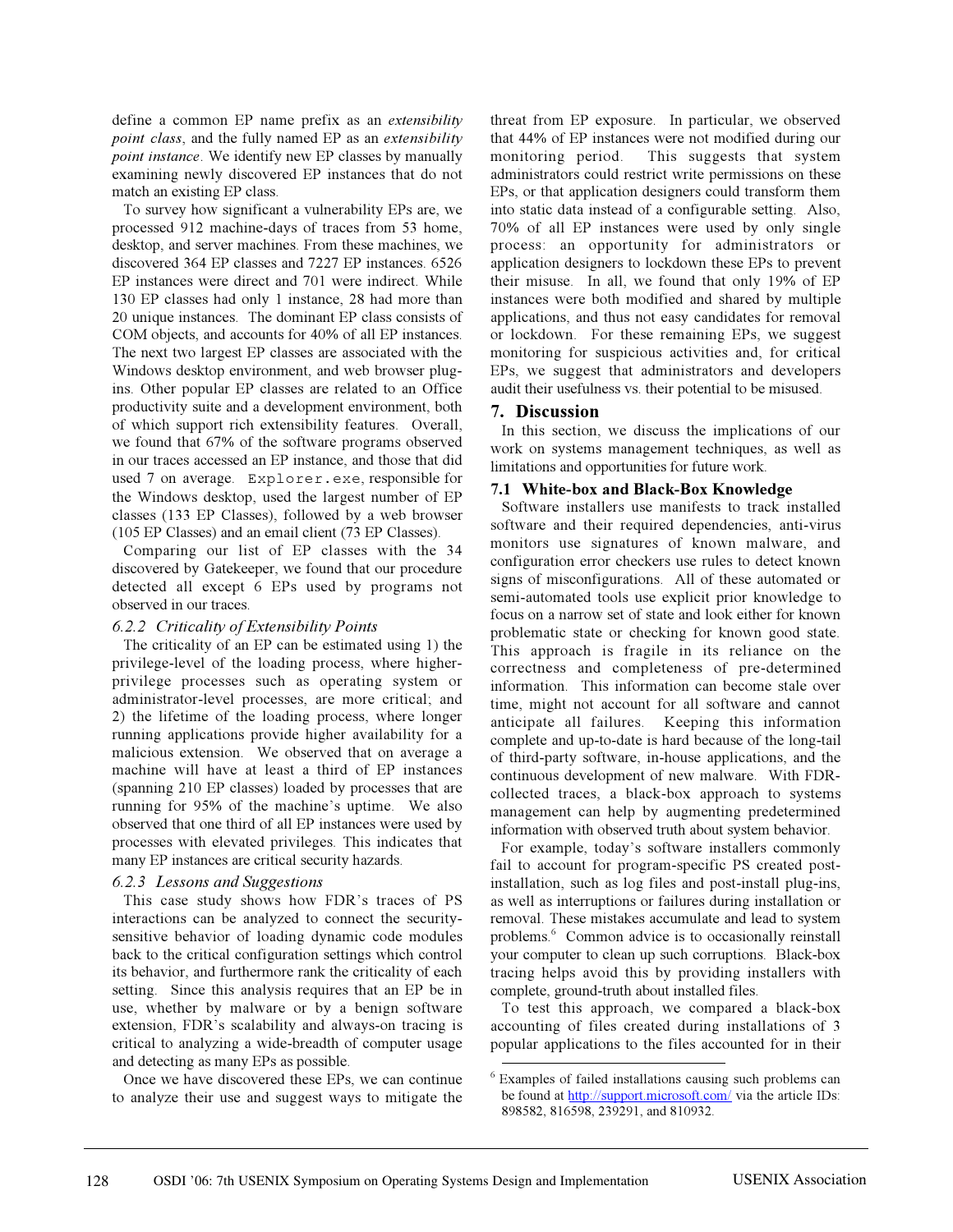define a common EP name prefix as an *extensibility point class*, and the fully named EP as an *extensibility point instance*. We identify new EP classes by manually examining newly discovered EP instances that do not match an existing EP class.

To survey how significant a vulnerability EPs are, we processed 912 machine-days of traces from 53 home, desktop, and server machines. From these machines, we discovered 364 EP classes and 7227 EP instances. 6526 EP instances were direct and 701 were indirect. While 130 EP classes had only 1 instance, 28 had more than 20 unique instances. The dominant EP class consists of COM objects, and accounts for 40% of all EP instances. The next two largest EP classes are associated with the Windows desktop environment, and web browser plug-ins. Other popular EP classes are related to an Office productivity suite and a development environment, both of which support rich extensibility features. Overall, we found that 67% of the software programs observed in our traces accessed an EP instance, and those that did used 7 on average. `Explorer.exe`, responsible for the Windows desktop, used the largest number of EP classes (133 EP Classes), followed by a web browser (105 EP Classes) and an email client (73 EP Classes).

Comparing our list of EP classes with the 34 discovered by Gatekeeper, we found that our procedure detected all except 6 EPs used by programs not observed in our traces.

#### 6.2.2 Criticality of Extensibility Points

The criticality of an EP can be estimated using 1) the privilege-level of the loading process, where higher-privilege processes such as operating system or administrator-level processes, are more critical; and 2) the lifetime of the loading process, where longer running applications provide higher availability for a malicious extension. We observed that on average a machine will have at least a third of EP instances (spanning 210 EP classes) loaded by processes that are running for 95% of the machine's uptime. We also observed that one third of all EP instances were used by processes with elevated privileges. This indicates that many EP instances are critical security hazards.

#### 6.2.3 Lessons and Suggestions

This case study shows how FDR's traces of PS interactions can be analyzed to connect the security-sensitive behavior of loading dynamic code modules back to the critical configuration settings which control its behavior, and furthermore rank the criticality of each setting. Since this analysis requires that an EP be in use, whether by malware or by a benign software extension, FDR's scalability and always-on tracing is critical to analyzing a wide-breadth of computer usage and detecting as many EPs as possible.

Once we have discovered these EPs, we can continue to analyze their use and suggest ways to mitigate the threat from EP exposure. In particular, we observed that 44% of EP instances were not modified during our monitoring period. This suggests that system administrators could restrict write permissions on these EPs, or that application designers could transform them into static data instead of a configurable setting. Also, 70% of all EP instances were used by only single process: an opportunity for administrators or application designers to lockdown these EPs to prevent their misuse. In all, we found that only 19% of EP instances were both modified and shared by multiple applications, and thus not easy candidates for removal or lockdown. For these remaining EPs, we suggest monitoring for suspicious activities and, for critical EPs, we suggest that administrators and developers audit their usefulness vs. their potential to be misused.

## 7. Discussion

In this section, we discuss the implications of our work on systems management techniques, as well as limitations and opportunities for future work.

### 7.1 White-box and Black-Box Knowledge

Software installers use manifests to track installed software and their required dependencies, anti-virus monitors use signatures of known malware, and configuration error checkers use rules to detect known signs of misconfigurations. All of these automated or semi-automated tools use explicit prior knowledge to focus on a narrow set of state and look either for known problematic state or checking for known good state. This approach is fragile in its reliance on the correctness and completeness of pre-determined information. This information can become stale over time, might not account for all software and cannot anticipate all failures. Keeping this information complete and up-to-date is hard because of the long-tail of third-party software, in-house applications, and the continuous development of new malware. With FDR-collected traces, a black-box approach to systems management can help by augmenting predetermined information with observed truth about system behavior.

For example, today's software installers commonly fail to account for program-specific PS created post-installation, such as log files and post-install plug-ins, as well as interruptions or failures during installation or removal. These mistakes accumulate and lead to system problems.[6] Common advice is to occasionally reinstall your computer to clean up such corruptions. Black-box tracing helps avoid this by providing installers with complete, ground-truth about installed files.

To test this approach, we compared a black-box accounting of files created during installations of 3 popular applications to the files accounted for in their

[6] Examples of failed installations causing such problems can be found at http://support.microsoft.com/ via the article IDs: 898582, 816598, 239291, and 810932.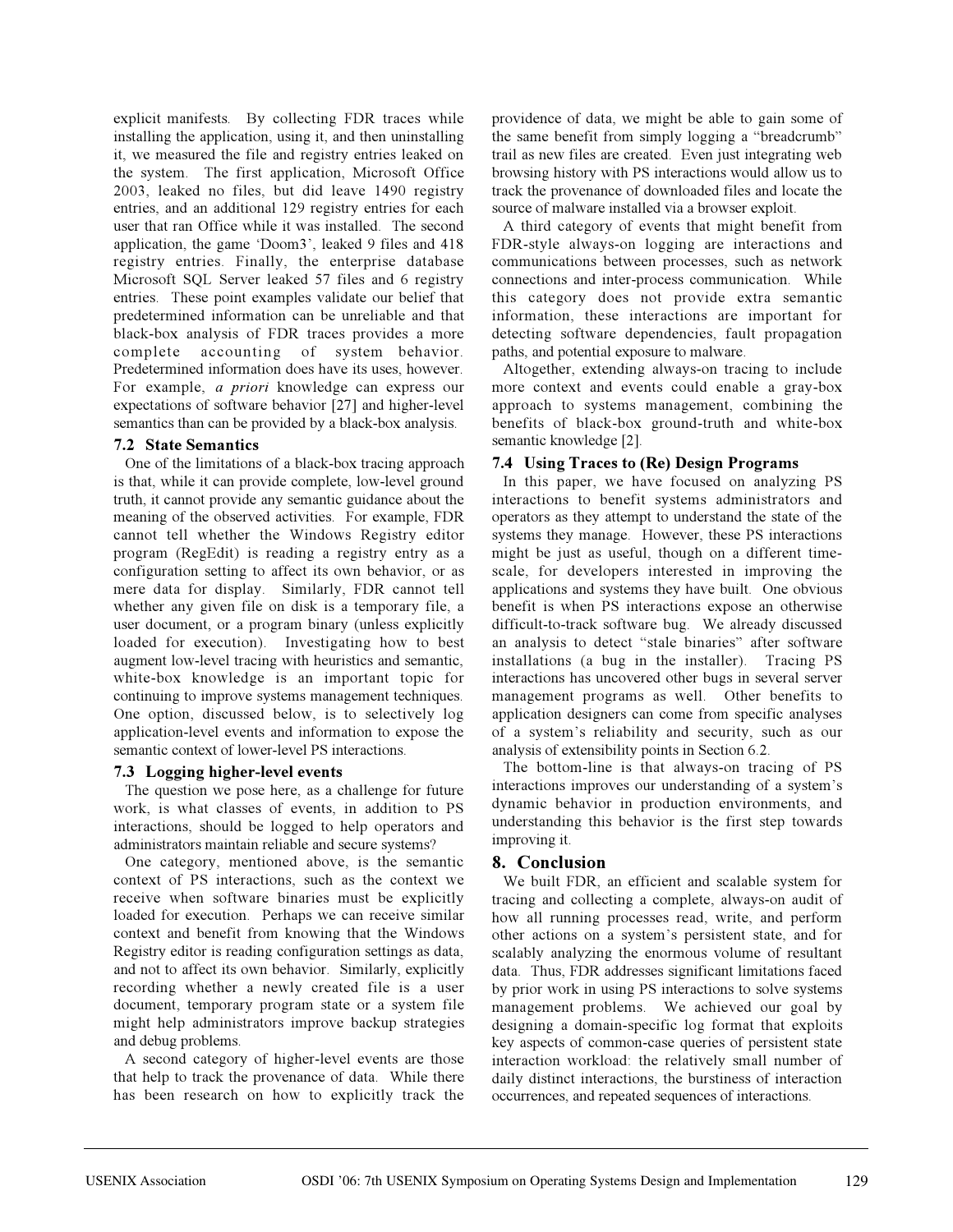explicit manifests. By collecting FDR traces while installing the application, using it, and then uninstalling it, we measured the file and registry entries leaked on the system. The first application, Microsoft Office 2003, leaked no files, but did leave 1490 registry entries, and an additional 129 registry entries for each user that ran Office while it was installed. The second application, the game 'Doom3', leaked 9 files and 418 registry entries. Finally, the enterprise database Microsoft SQL Server leaked 57 files and 6 registry entries. These point examples validate our belief that predetermined information can be unreliable and that black-box analysis of FDR traces provides a more complete accounting of system behavior. Predetermined information does have its uses, however. For example, *a priori* knowledge can express our expectations of software behavior [27] and higher-level semantics than can be provided by a black-box analysis.

### 7.2 State Semantics

One of the limitations of a black-box tracing approach is that, while it can provide complete, low-level ground truth, it cannot provide any semantic guidance about the meaning of the observed activities. For example, FDR cannot tell whether the Windows Registry editor program (RegEdit) is reading a registry entry as a configuration setting to affect its own behavior, or as mere data for display. Similarly, FDR cannot tell whether any given file on disk is a temporary file, a user document, or a program binary (unless explicitly loaded for execution). Investigating how to best augment low-level tracing with heuristics and semantic, white-box knowledge is an important topic for continuing to improve systems management techniques. One option, discussed below, is to selectively log application-level events and information to expose the semantic context of lower-level PS interactions.

### 7.3 Logging higher-level events

The question we pose here, as a challenge for future work, is what classes of events, in addition to PS interactions, should be logged to help operators and administrators maintain reliable and secure systems?

One category, mentioned above, is the semantic context of PS interactions, such as the context we receive when software binaries must be explicitly loaded for execution. Perhaps we can receive similar context and benefit from knowing that the Windows Registry editor is reading configuration settings as data, and not to affect its own behavior. Similarly, explicitly recording whether a newly created file is a user document, temporary program state or a system file might help administrators improve backup strategies and debug problems.

A second category of higher-level events are those that help to track the provenance of data. While there has been research on how to explicitly track the providence of data, we might be able to gain some of the same benefit from simply logging a "breadcrumb" trail as new files are created. Even just integrating web browsing history with PS interactions would allow us to track the provenance of downloaded files and locate the source of malware installed via a browser exploit.

A third category of events that might benefit from FDR-style always-on logging are interactions and communications between processes, such as network connections and inter-process communication. While this category does not provide extra semantic information, these interactions are important for detecting software dependencies, fault propagation paths, and potential exposure to malware.

Altogether, extending always-on tracing to include more context and events could enable a gray-box approach to systems management, combining the benefits of black-box ground-truth and white-box semantic knowledge [2].

### 7.4 Using Traces to (Re) Design Programs

In this paper, we have focused on analyzing PS interactions to benefit systems administrators and operators as they attempt to understand the state of the systems they manage. However, these PS interactions might be just as useful, though on a different time-scale, for developers interested in improving the applications and systems they have built. One obvious benefit is when PS interactions expose an otherwise difficult-to-track software bug. We already discussed an analysis to detect "stale binaries" after software installations (a bug in the installer). Tracing PS interactions has uncovered other bugs in several server management programs as well. Other benefits to application designers can come from specific analyses of a system's reliability and security, such as our analysis of extensibility points in Section 6.2.

The bottom-line is that always-on tracing of PS interactions improves our understanding of a system's dynamic behavior in production environments, and understanding this behavior is the first step towards improving it.

## 8. Conclusion

We built FDR, an efficient and scalable system for tracing and collecting a complete, always-on audit of how all running processes read, write, and perform other actions on a system's persistent state, and for scalably analyzing the enormous volume of resultant data. Thus, FDR addresses significant limitations faced by prior work in using PS interactions to solve systems management problems. We achieved our goal by designing a domain-specific log format that exploits key aspects of common-case queries of persistent state interaction workload: the relatively small number of daily distinct interactions, the burstiness of interaction occurrences, and repeated sequences of interactions.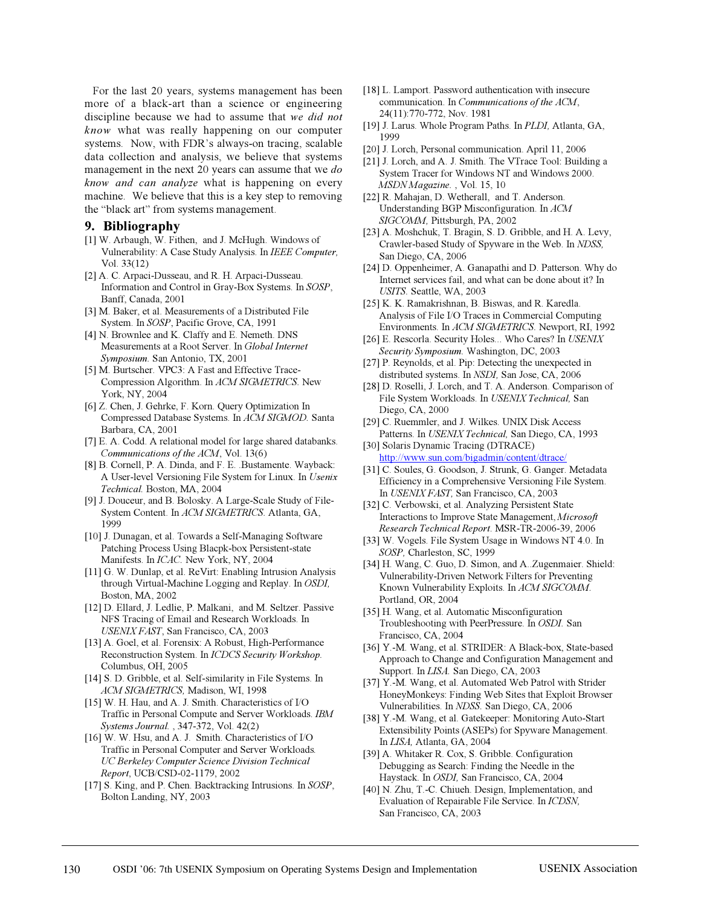For the last 20 years, systems management has been more of a black-art than a science or engineering discipline because we had to assume that *we did not know* what was really happening on our computer systems. Now, with FDR's always-on tracing, scalable data collection and analysis, we believe that systems management in the next 20 years can assume that we *do know and can analyze* what is happening on every machine. We believe that this is a key step to removing the "black art" from systems management.

## 9. Bibliography

[1] W. Arbaugh, W. Fithen, and J. McHugh. Windows of Vulnerability: A Case Study Analysis. In *IEEE Computer,* Vol. 33(12)

[2] A. C. Arpaci-Dusseau, and R. H. Arpaci-Dusseau. Information and Control in Gray-Box Systems. In *SOSP*, Banff, Canada, 2001

[3] M. Baker, et al. Measurements of a Distributed File System. In *SOSP*, Pacific Grove, CA, 1991

[4] N. Brownlee and K. Claffy and E. Nemeth. DNS Measurements at a Root Server. In *Global Internet Symposium.* San Antonio, TX, 2001

[5] M. Burtscher. VPC3: A Fast and Effective Trace-Compression Algorithm. In *ACM SIGMETRICS.* New York, NY, 2004

[6] Z. Chen, J. Gehrke, F. Korn. Query Optimization In Compressed Database Systems. In *ACM SIGMOD.* Santa Barbara, CA, 2001

[7] E. A. Codd. A relational model for large shared databanks. *Communications of the ACM*, Vol. 13(6)

[8] B. Cornell, P. A. Dinda, and F. E. .Bustamente. Wayback: A User-level Versioning File System for Linux. In *Usenix Technical.* Boston, MA, 2004

[9] J. Douceur, and B. Bolosky. A Large-Scale Study of File-System Content. In *ACM SIGMETRICS.* Atlanta, GA, 1999

[10] J. Dunagan, et al. Towards a Self-Managing Software Patching Process Using Blacpk-box Persistent-state Manifests. In *ICAC.* New York, NY, 2004

[11] G. W. Dunlap, et al. ReVirt: Enabling Intrusion Analysis through Virtual-Machine Logging and Replay. In *OSDI,* Boston, MA, 2002

[12] D. Ellard, J. Ledlie, P. Malkani, and M. Seltzer. Passive NFS Tracing of Email and Research Workloads. In *USENIX FAST*, San Francisco, CA, 2003

[13] A. Goel, et al. Forensix: A Robust, High-Performance Reconstruction System. In *ICDCS Security Workshop.* Columbus, OH, 2005

[14] S. D. Gribble, et al. Self-similarity in File Systems. In *ACM SIGMETRICS,* Madison, WI, 1998

[15] W. H. Hau, and A. J. Smith. Characteristics of I/O Traffic in Personal Compute and Server Workloads. *IBM Systems Journal.* , 347-372, Vol. 42(2)

[16] W. W. Hsu, and A. J. Smith. Characteristics of I/O Traffic in Personal Computer and Server Workloads. *UC Berkeley Computer Science Division Technical Report*, UCB/CSD-02-1179, 2002

[17] S. King, and P. Chen. Backtracking Intrusions. In *SOSP*, Bolton Landing, NY, 2003

[18] L. Lamport. Password authentication with insecure communication. In *Communications of the ACM*, 24(11):770-772, Nov. 1981

[19] J. Larus. Whole Program Paths. In *PLDI,* Atlanta, GA, 1999

[20] J. Lorch, Personal communication. April 11, 2006

[21] J. Lorch, and A. J. Smith. The VTrace Tool: Building a System Tracer for Windows NT and Windows 2000. *MSDN Magazine.* , Vol. 15, 10

[22] R. Mahajan, D. Wetherall, and T. Anderson. Understanding BGP Misconfiguration. In *ACM SIGCOMM,* Pittsburgh, PA, 2002

[23] A. Moshchuk, T. Bragin, S. D. Gribble, and H. A. Levy, Crawler-based Study of Spyware in the Web. In *NDSS,* San Diego, CA, 2006

[24] D. Oppenheimer, A. Ganapathi and D. Patterson. Why do Internet services fail, and what can be done about it? In *USITS.* Seattle, WA, 2003

[25] K. K. Ramakrishnan, B. Biswas, and R. Karedla. Analysis of File I/O Traces in Commercial Computing Environments. In *ACM SIGMETRICS.* Newport, RI, 1992

[26] E. Rescorla. Security Holes... Who Cares? In *USENIX Security Symposium.* Washington, DC, 2003

[27] P. Reynolds, et al. Pip: Detecting the unexpected in distributed systems. In *NSDI,* San Jose, CA, 2006

[28] D. Roselli, J. Lorch, and T. A. Anderson. Comparison of File System Workloads. In *USENIX Technical,* San Diego, CA, 2000

[29] C. Ruemmler, and J. Wilkes. UNIX Disk Access Patterns. In *USENIX Technical,* San Diego, CA, 1993

[30] Solaris Dynamic Tracing (DTRACE) http://www.sun.com/bigadmin/content/dtrace/

[31] C. Soules, G. Goodson, J. Strunk, G. Ganger. Metadata Efficiency in a Comprehensive Versioning File System. In *USENIX FAST,* San Francisco, CA, 2003

[32] C. Verbowski, et al. Analyzing Persistent State Interactions to Improve State Management, *Microsoft Research Technical Report.* MSR-TR-2006-39, 2006

[33] W. Vogels. File System Usage in Windows NT 4.0. In *SOSP,* Charleston, SC, 1999

[34] H. Wang, C. Guo, D. Simon, and A..Zugenmaier. Shield: Vulnerability-Driven Network Filters for Preventing Known Vulnerability Exploits. In *ACM SIGCOMM.* Portland, OR, 2004

[35] H. Wang, et al. Automatic Misconfiguration Troubleshooting with PeerPressure. In *OSDI.* San Francisco, CA, 2004

[36] Y.-M. Wang, et al. STRIDER: A Black-box, State-based Approach to Change and Configuration Management and Support. In *LISA.* San Diego, CA, 2003

[37] Y.-M. Wang, et al. Automated Web Patrol with Strider HoneyMonkeys: Finding Web Sites that Exploit Browser Vulnerabilities. In *NDSS.* San Diego, CA, 2006

[38] Y.-M. Wang, et al. Gatekeeper: Monitoring Auto-Start Extensibility Points (ASEPs) for Spyware Management. In *LISA,* Atlanta, GA, 2004

[39] A. Whitaker R. Cox, S. Gribble. Configuration Debugging as Search: Finding the Needle in the Haystack. In *OSDI,* San Francisco, CA, 2004

[40] N. Zhu, T.-C. Chiueh. Design, Implementation, and Evaluation of Repairable File Service. In *ICDSN,* San Francisco, CA, 2003